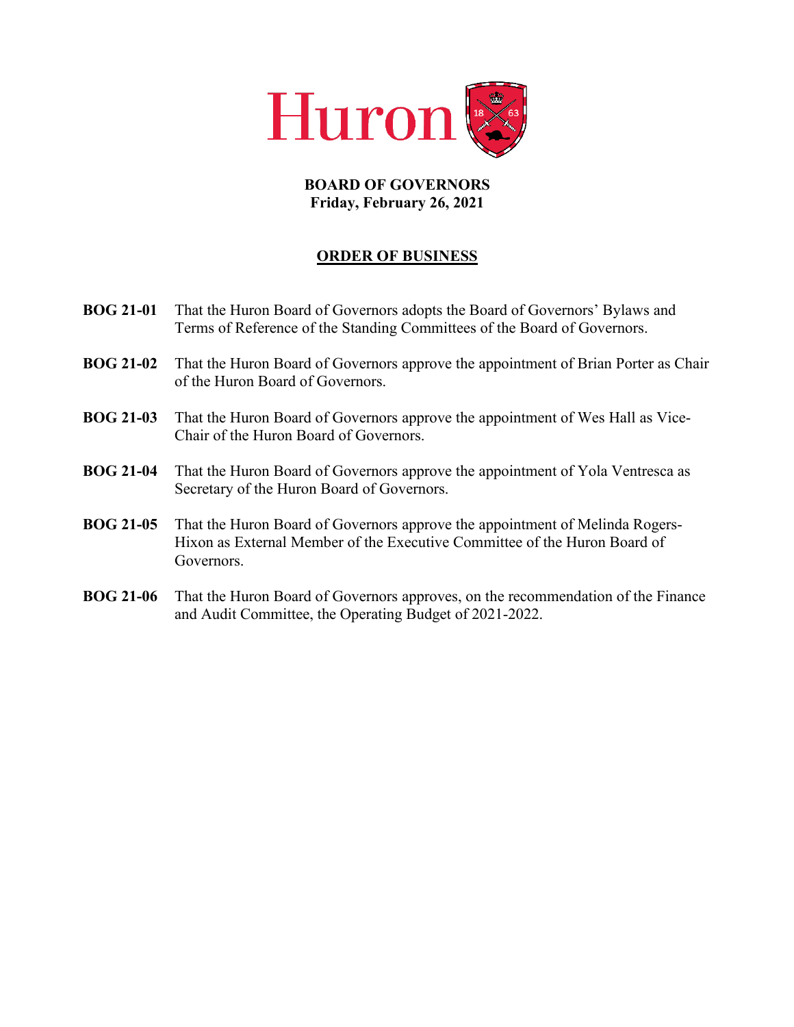# Huron

**BOARD OF GOVERNORS**
**Friday, February 26, 2021**

## ORDER OF BUSINESS

**BOG 21-01** That the Huron Board of Governors adopts the Board of Governors' Bylaws and Terms of Reference of the Standing Committees of the Board of Governors.

**BOG 21-02** That the Huron Board of Governors approve the appointment of Brian Porter as Chair of the Huron Board of Governors.

**BOG 21-03** That the Huron Board of Governors approve the appointment of Wes Hall as Vice-Chair of the Huron Board of Governors.

**BOG 21-04** That the Huron Board of Governors approve the appointment of Yola Ventresca as Secretary of the Huron Board of Governors.

**BOG 21-05** That the Huron Board of Governors approve the appointment of Melinda Rogers-Hixon as External Member of the Executive Committee of the Huron Board of Governors.

**BOG 21-06** That the Huron Board of Governors approves, on the recommendation of the Finance and Audit Committee, the Operating Budget of 2021-2022.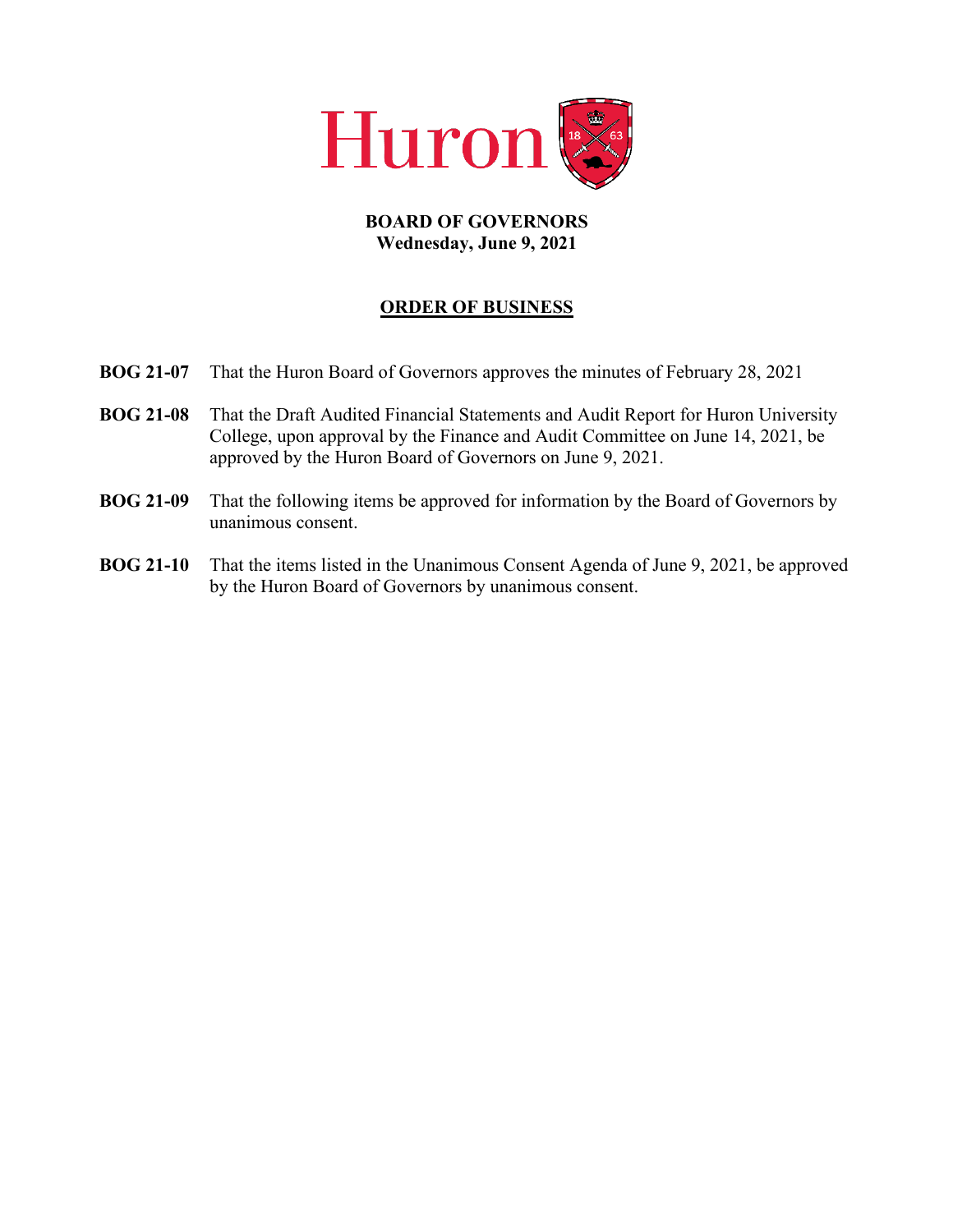Huron

**BOARD OF GOVERNORS**
**Wednesday, June 9, 2021**

**ORDER OF BUSINESS**

**BOG 21-07** That the Huron Board of Governors approves the minutes of February 28, 2021

**BOG 21-08** That the Draft Audited Financial Statements and Audit Report for Huron University College, upon approval by the Finance and Audit Committee on June 14, 2021, be approved by the Huron Board of Governors on June 9, 2021.

**BOG 21-09** That the following items be approved for information by the Board of Governors by unanimous consent.

**BOG 21-10** That the items listed in the Unanimous Consent Agenda of June 9, 2021, be approved by the Huron Board of Governors by unanimous consent.